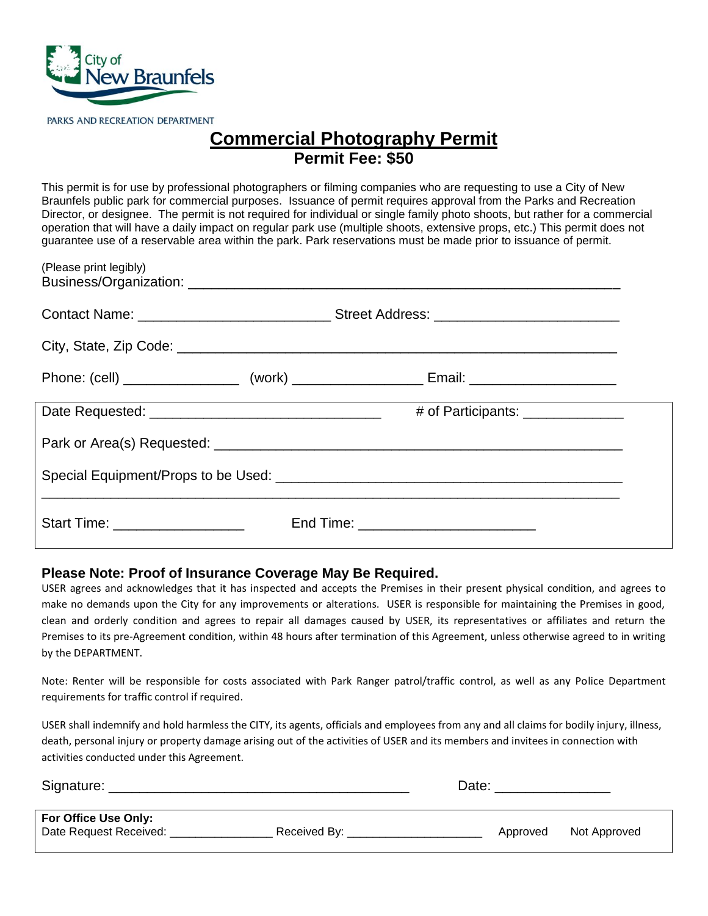City of New Braunfels

PARKS AND RECREATION DEPARTMENT

# Commercial Photography Permit

## Permit Fee: $50

This permit is for use by professional photographers or filming companies who are requesting to use a City of New Braunfels public park for commercial purposes. Issuance of permit requires approval from the Parks and Recreation Director, or designee. The permit is not required for individual or single family photo shoots, but rather for a commercial operation that will have a daily impact on regular park use (multiple shoots, extensive props, etc.) This permit does not guarantee use of a reservable area within the park. Park reservations must be made prior to issuance of permit.

(Please print legibly)

Business/Organization: ___________________________________________________________

Contact Name: ________________________ Street Address: ________________________

City, State, Zip Code: ________________________________________________________

Phone: (cell) _______________ (work) ________________ Email: __________________

Date Requested: _____________________________ # of Participants: ____________

Park or Area(s) Requested: _____________________________________________________

Special Equipment/Props to be Used: _____________________________________________

_________________________________________________________________________

Start Time: ________________ End Time: ______________________

### Please Note: Proof of Insurance Coverage May Be Required.

USER agrees and acknowledges that it has inspected and accepts the Premises in their present physical condition, and agrees to make no demands upon the City for any improvements or alterations. USER is responsible for maintaining the Premises in good, clean and orderly condition and agrees to repair all damages caused by USER, its representatives or affiliates and return the Premises to its pre-Agreement condition, within 48 hours after termination of this Agreement, unless otherwise agreed to in writing by the DEPARTMENT.

Note: Renter will be responsible for costs associated with Park Ranger patrol/traffic control, as well as any Police Department requirements for traffic control if required.

USER shall indemnify and hold harmless the CITY, its agents, officials and employees from any and all claims for bodily injury, illness, death, personal injury or property damage arising out of the activities of USER and its members and invitees in connection with activities conducted under this Agreement.

Signature: ______________________________________ Date: ______________

**For Office Use Only:**

Date Request Received: _______________ Received By: ____________________ Approved Not Approved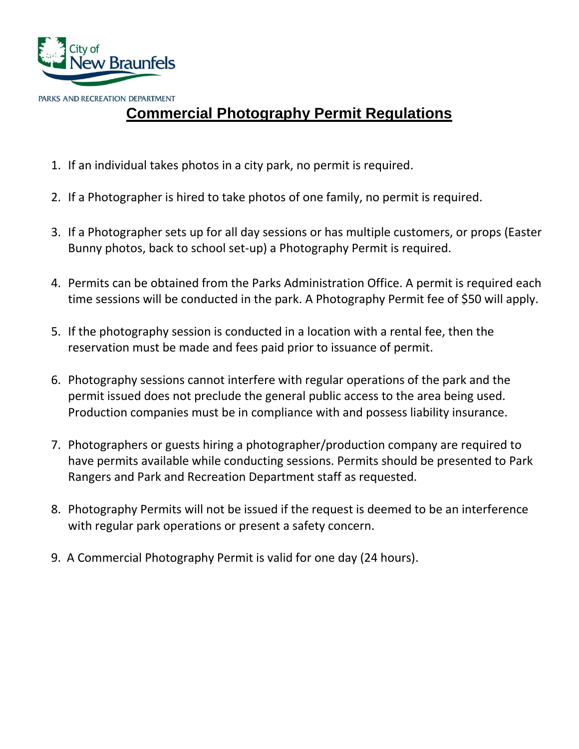City of New Braunfels

PARKS AND RECREATION DEPARTMENT

# Commercial Photography Permit Regulations

1. If an individual takes photos in a city park, no permit is required.

2. If a Photographer is hired to take photos of one family, no permit is required.

3. If a Photographer sets up for all day sessions or has multiple customers, or props (Easter Bunny photos, back to school set-up) a Photography Permit is required.

4. Permits can be obtained from the Parks Administration Office. A permit is required each time sessions will be conducted in the park. A Photography Permit fee of $50 will apply.

5. If the photography session is conducted in a location with a rental fee, then the reservation must be made and fees paid prior to issuance of permit.

6. Photography sessions cannot interfere with regular operations of the park and the permit issued does not preclude the general public access to the area being used. Production companies must be in compliance with and possess liability insurance.

7. Photographers or guests hiring a photographer/production company are required to have permits available while conducting sessions. Permits should be presented to Park Rangers and Park and Recreation Department staff as requested.

8. Photography Permits will not be issued if the request is deemed to be an interference with regular park operations or present a safety concern.

9. A Commercial Photography Permit is valid for one day (24 hours).